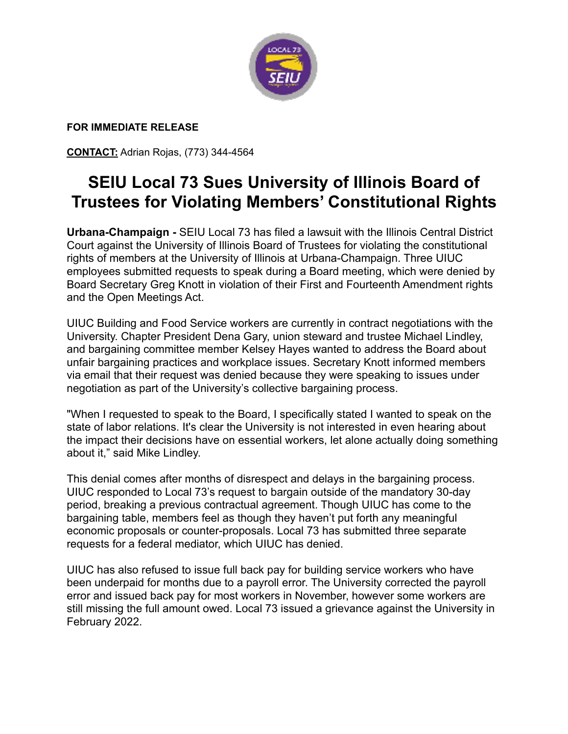**FOR IMMEDIATE RELEASE**

**CONTACT:** Adrian Rojas, (773) 344-4564

# SEIU Local 73 Sues University of Illinois Board of Trustees for Violating Members' Constitutional Rights

**Urbana-Champaign -** SEIU Local 73 has filed a lawsuit with the Illinois Central District Court against the University of Illinois Board of Trustees for violating the constitutional rights of members at the University of Illinois at Urbana-Champaign. Three UIUC employees submitted requests to speak during a Board meeting, which were denied by Board Secretary Greg Knott in violation of their First and Fourteenth Amendment rights and the Open Meetings Act.

UIUC Building and Food Service workers are currently in contract negotiations with the University. Chapter President Dena Gary, union steward and trustee Michael Lindley, and bargaining committee member Kelsey Hayes wanted to address the Board about unfair bargaining practices and workplace issues. Secretary Knott informed members via email that their request was denied because they were speaking to issues under negotiation as part of the University's collective bargaining process.

"When I requested to speak to the Board, I specifically stated I wanted to speak on the state of labor relations. It's clear the University is not interested in even hearing about the impact their decisions have on essential workers, let alone actually doing something about it," said Mike Lindley.

This denial comes after months of disrespect and delays in the bargaining process. UIUC responded to Local 73's request to bargain outside of the mandatory 30-day period, breaking a previous contractual agreement. Though UIUC has come to the bargaining table, members feel as though they haven't put forth any meaningful economic proposals or counter-proposals. Local 73 has submitted three separate requests for a federal mediator, which UIUC has denied.

UIUC has also refused to issue full back pay for building service workers who have been underpaid for months due to a payroll error. The University corrected the payroll error and issued back pay for most workers in November, however some workers are still missing the full amount owed. Local 73 issued a grievance against the University in February 2022.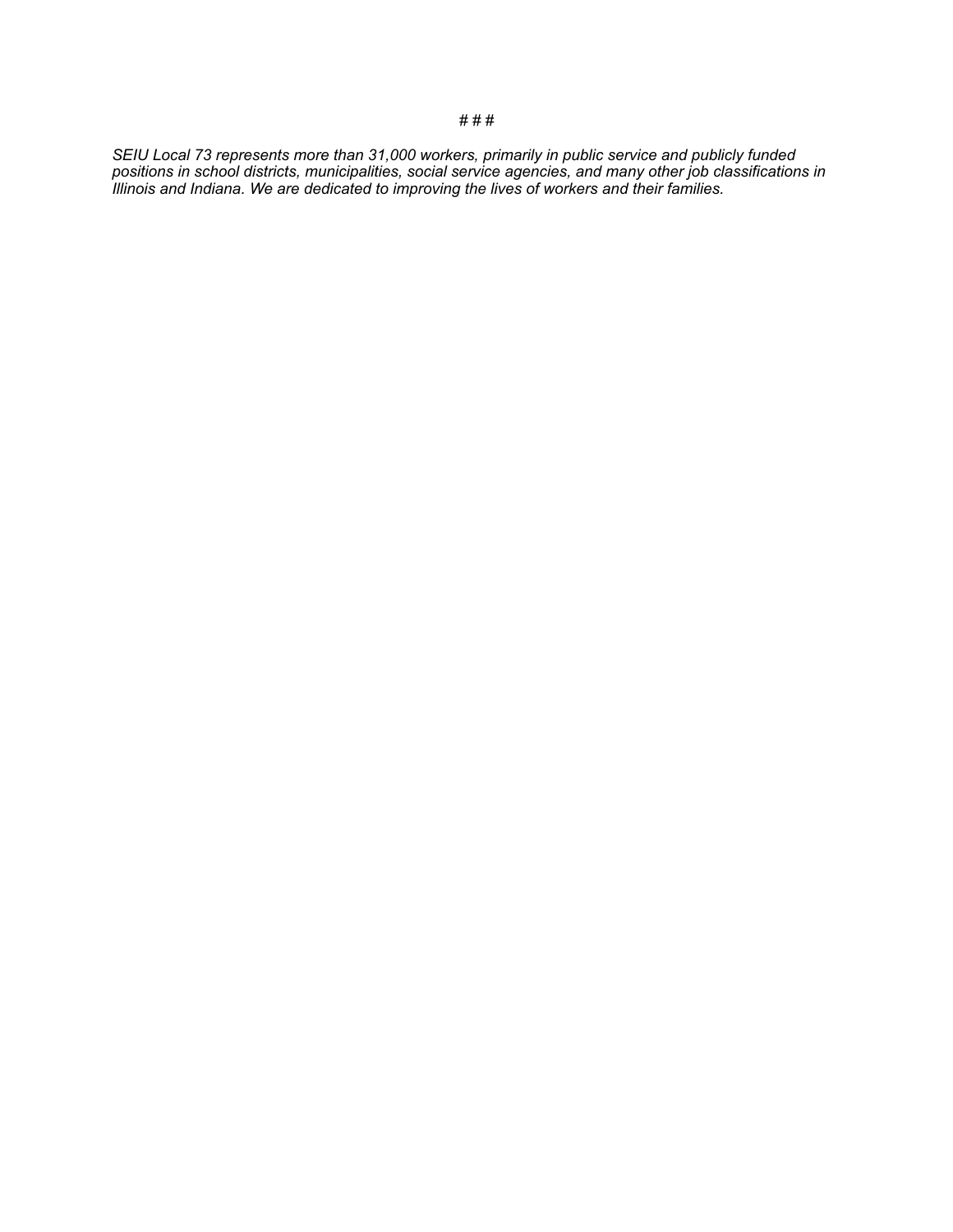# # #

*SEIU Local 73 represents more than 31,000 workers, primarily in public service and publicly funded positions in school districts, municipalities, social service agencies, and many other job classifications in Illinois and Indiana. We are dedicated to improving the lives of workers and their families.*